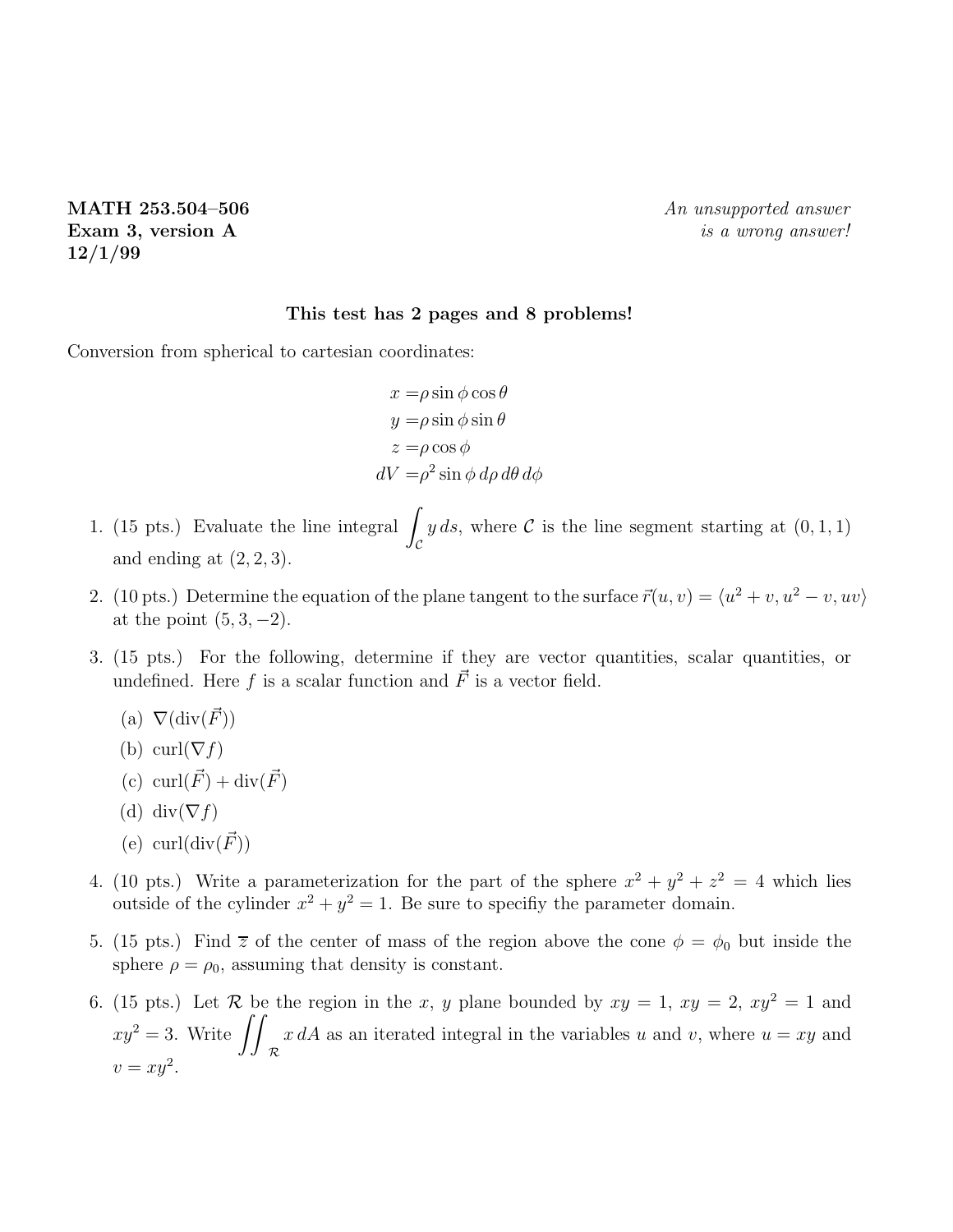**MATH 253.504–506**
**Exam 3, version A**
**12/1/99**

*An unsupported answer is a wrong answer!*

**This test has 2 pages and 8 problems!**

Conversion from spherical to cartesian coordinates:

$$
\begin{aligned}
x &= \rho \sin\phi \cos\theta \\
y &= \rho \sin\phi \sin\theta \\
z &= \rho \cos\phi \\
dV &= \rho^2 \sin\phi \, d\rho \, d\theta \, d\phi
\end{aligned}
$$

1. (15 pts.) Evaluate the line integral $\int_{\mathcal{C}} y \, ds$, where $\mathcal{C}$ is the line segment starting at $(0, 1, 1)$ and ending at $(2, 2, 3)$.

2. (10 pts.) Determine the equation of the plane tangent to the surface $\vec{r}(u, v) = \langle u^2 + v, u^2 - v, uv \rangle$ at the point $(5, 3, -2)$.

3. (15 pts.) For the following, determine if they are vector quantities, scalar quantities, or undefined. Here $f$ is a scalar function and $\vec{F}$ is a vector field.

   (a) $\nabla(\text{div}(\vec{F}))$

   (b) $\text{curl}(\nabla f)$

   (c) $\text{curl}(\vec{F}) + \text{div}(\vec{F})$

   (d) $\text{div}(\nabla f)$

   (e) $\text{curl}(\text{div}(\vec{F}))$

4. (10 pts.) Write a parameterization for the part of the sphere $x^2 + y^2 + z^2 = 4$ which lies outside of the cylinder $x^2 + y^2 = 1$. Be sure to specifiy the parameter domain.

5. (15 pts.) Find $\overline{z}$ of the center of mass of the region above the cone $\phi = \phi_0$ but inside the sphere $\rho = \rho_0$, assuming that density is constant.

6. (15 pts.) Let $\mathcal{R}$ be the region in the $x$, $y$ plane bounded by $xy = 1$, $xy = 2$, $xy^2 = 1$ and $xy^2 = 3$. Write $\iint_{\mathcal{R}} x \, dA$ as an iterated integral in the variables $u$ and $v$, where $u = xy$ and $v = xy^2$.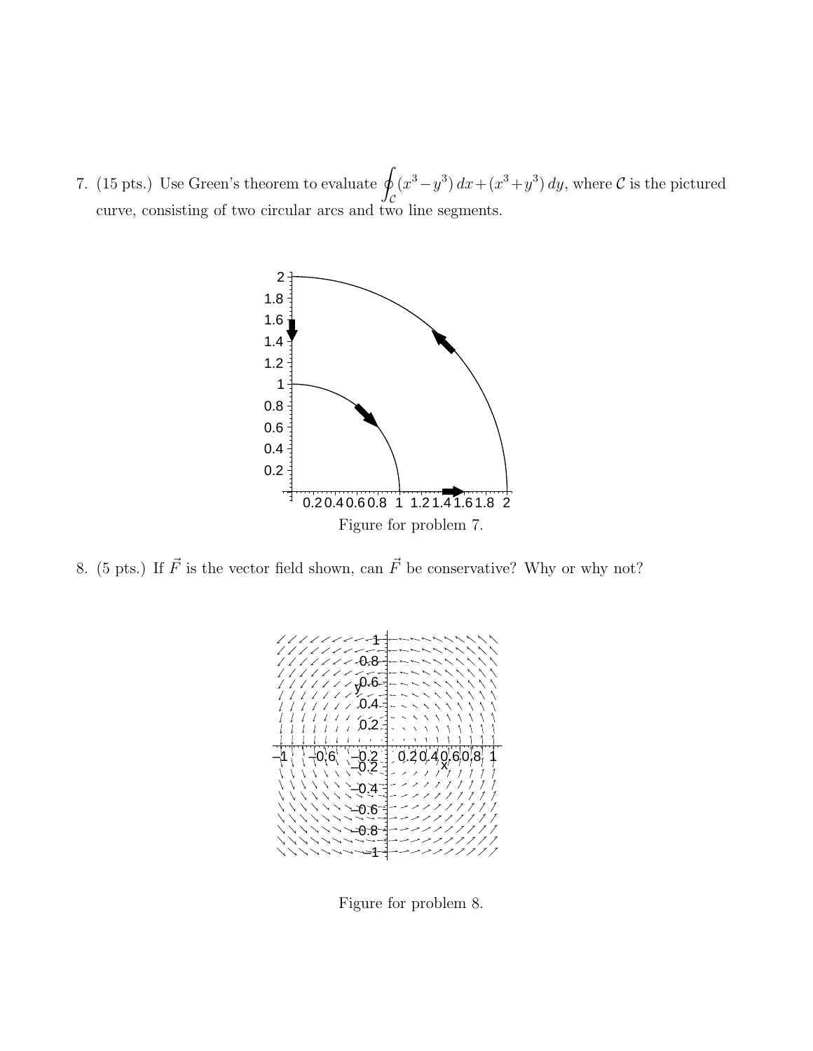7. (15 pts.) Use Green's theorem to evaluate $\oint_{\mathcal{C}} (x^3 - y^3)\,dx + (x^3 + y^3)\,dy$, where $\mathcal{C}$ is the pictured curve, consisting of two circular arcs and two line segments.

2
1.8
1.6
1.4
1.2
1
0.8
0.6
0.4
0.2
0.2 0.4 0.6 0.8 1 1.2 1.4 1.6 1.8 2

Figure for problem 7.

8. (5 pts.) If $\vec{F}$ is the vector field shown, can $\vec{F}$ be conservative? Why or why not?

y
1
0.8
0.6
0.4
0.2
–1 –0.6 –0.2 0.2 0.4 0.6 0.8 1
x
–0.2
–0.4
–0.6
–0.8
–1

Figure for problem 8.